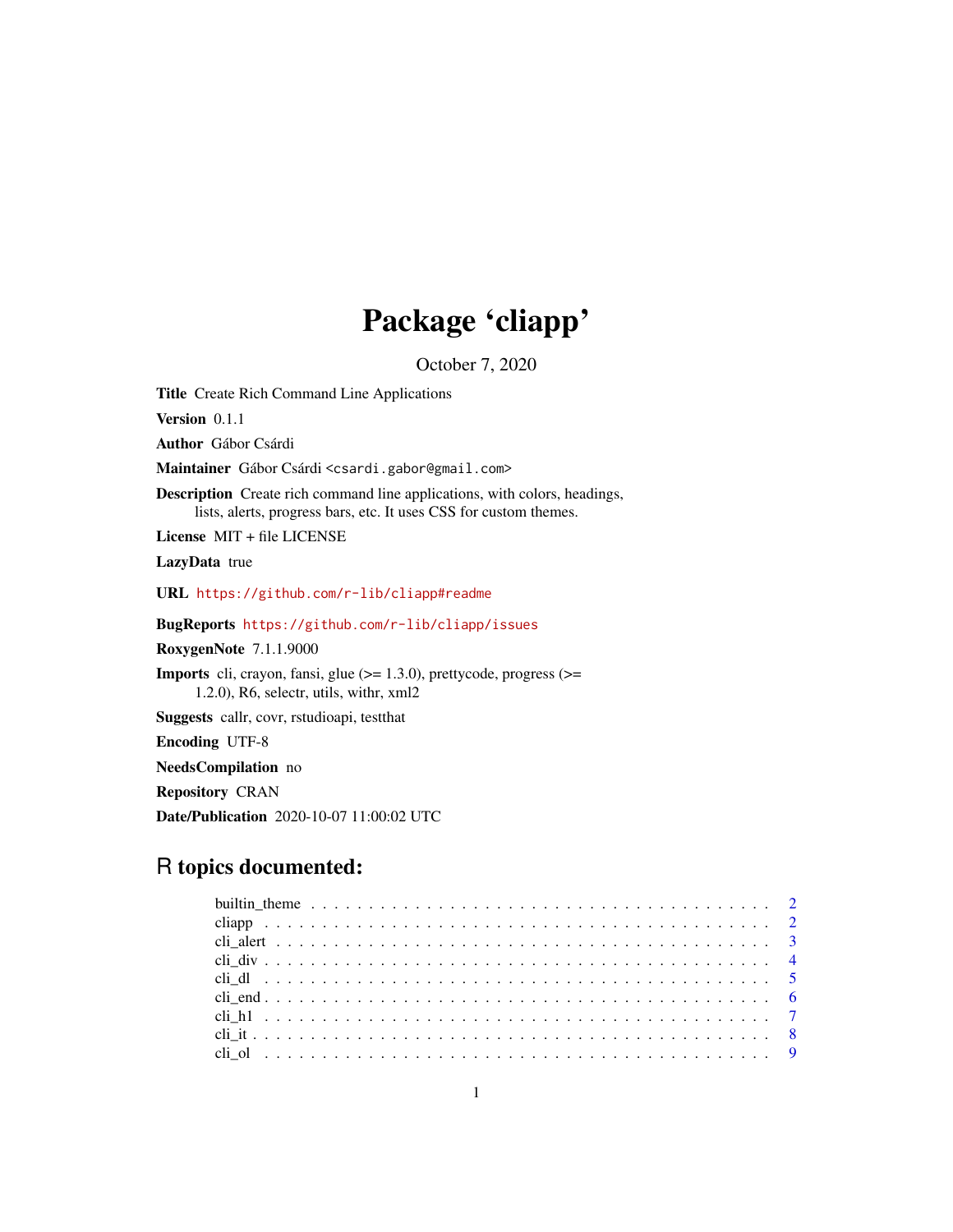# Package 'cliapp'

October 7, 2020

**Title** Create Rich Command Line Applications

**Version** 0.1.1

**Author** Gábor Csárdi

**Maintainer** Gábor Csárdi <csardi.gabor@gmail.com>

**Description** Create rich command line applications, with colors, headings, lists, alerts, progress bars, etc. It uses CSS for custom themes.

**License** MIT + file LICENSE

**LazyData** true

**URL** https://github.com/r-lib/cliapp#readme

**BugReports** https://github.com/r-lib/cliapp/issues

**RoxygenNote** 7.1.1.9000

**Imports** cli, crayon, fansi, glue (>= 1.3.0), prettycode, progress (>= 1.2.0), R6, selectr, utils, withr, xml2

**Suggests** callr, covr, rstudioapi, testthat

**Encoding** UTF-8

**NeedsCompilation** no

**Repository** CRAN

**Date/Publication** 2020-10-07 11:00:02 UTC

## R topics documented:

- builtin_theme . . . . . . . . . . . . . . . . . . . . . . . . . . . . . . . . . . . . . . . . 2
- cliapp . . . . . . . . . . . . . . . . . . . . . . . . . . . . . . . . . . . . . . . . 2
- cli_alert . . . . . . . . . . . . . . . . . . . . . . . . . . . . . . . . . . . . . . . . 3
- cli_div . . . . . . . . . . . . . . . . . . . . . . . . . . . . . . . . . . . . . . . . 4
- cli_dl . . . . . . . . . . . . . . . . . . . . . . . . . . . . . . . . . . . . . . . . 5
- cli_end . . . . . . . . . . . . . . . . . . . . . . . . . . . . . . . . . . . . . . . . 6
- cli_h1 . . . . . . . . . . . . . . . . . . . . . . . . . . . . . . . . . . . . . . . . 7
- cli_it . . . . . . . . . . . . . . . . . . . . . . . . . . . . . . . . . . . . . . . . 8
- cli_ol . . . . . . . . . . . . . . . . . . . . . . . . . . . . . . . . . . . . . . . . 9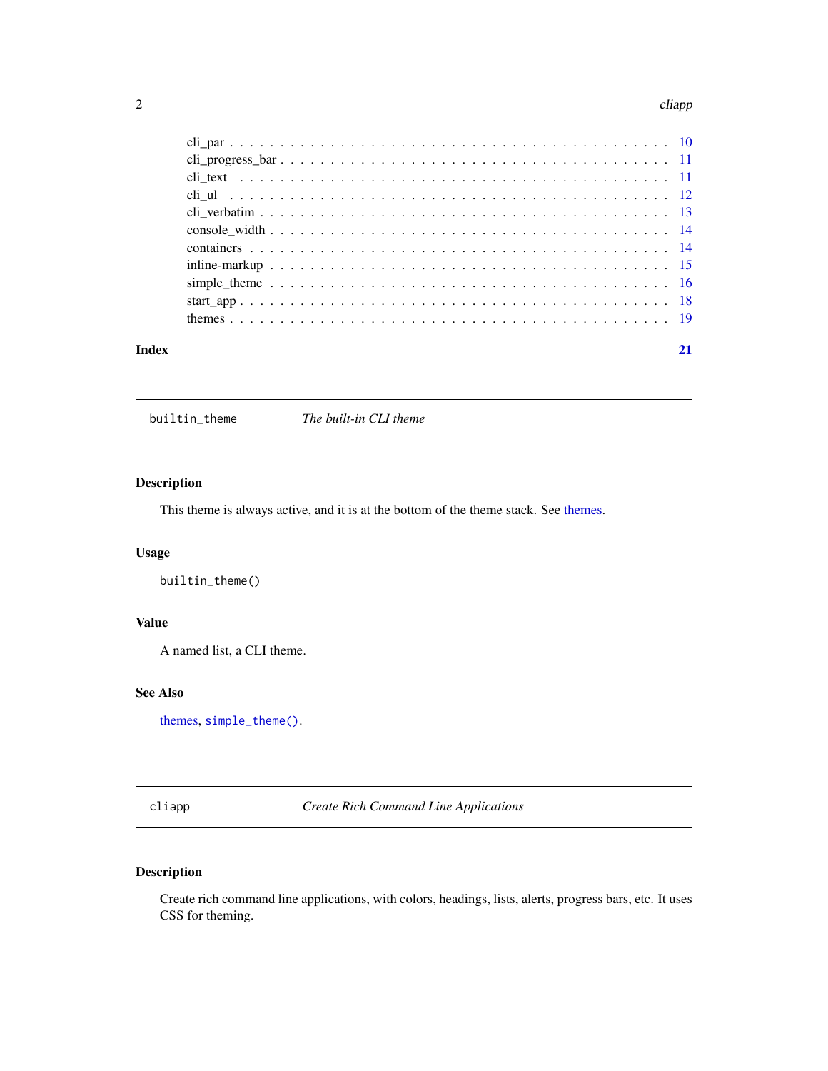cli_par . . . . . . . . . . . . . . . . . . . . . . . . . . . . . . . . . . . . . . . 10
cli_progress_bar . . . . . . . . . . . . . . . . . . . . . . . . . . . . . . . . . . . 11
cli_text . . . . . . . . . . . . . . . . . . . . . . . . . . . . . . . . . . . . . . . 11
cli_ul . . . . . . . . . . . . . . . . . . . . . . . . . . . . . . . . . . . . . . . . 12
cli_verbatim . . . . . . . . . . . . . . . . . . . . . . . . . . . . . . . . . . . . . 13
console_width . . . . . . . . . . . . . . . . . . . . . . . . . . . . . . . . . . . . 14
containers . . . . . . . . . . . . . . . . . . . . . . . . . . . . . . . . . . . . . . 14
inline-markup . . . . . . . . . . . . . . . . . . . . . . . . . . . . . . . . . . . . 15
simple_theme . . . . . . . . . . . . . . . . . . . . . . . . . . . . . . . . . . . . . 16
start_app . . . . . . . . . . . . . . . . . . . . . . . . . . . . . . . . . . . . . . . 18
themes . . . . . . . . . . . . . . . . . . . . . . . . . . . . . . . . . . . . . . . . 19

**Index** **21**

---

## builtin_theme — *The built-in CLI theme*

### Description

This theme is always active, and it is at the bottom of the theme stack. See themes.

### Usage

```
builtin_theme()
```

### Value

A named list, a CLI theme.

### See Also

themes, `simple_theme()`.

---

## cliapp — *Create Rich Command Line Applications*

### Description

Create rich command line applications, with colors, headings, lists, alerts, progress bars, etc. It uses CSS for theming.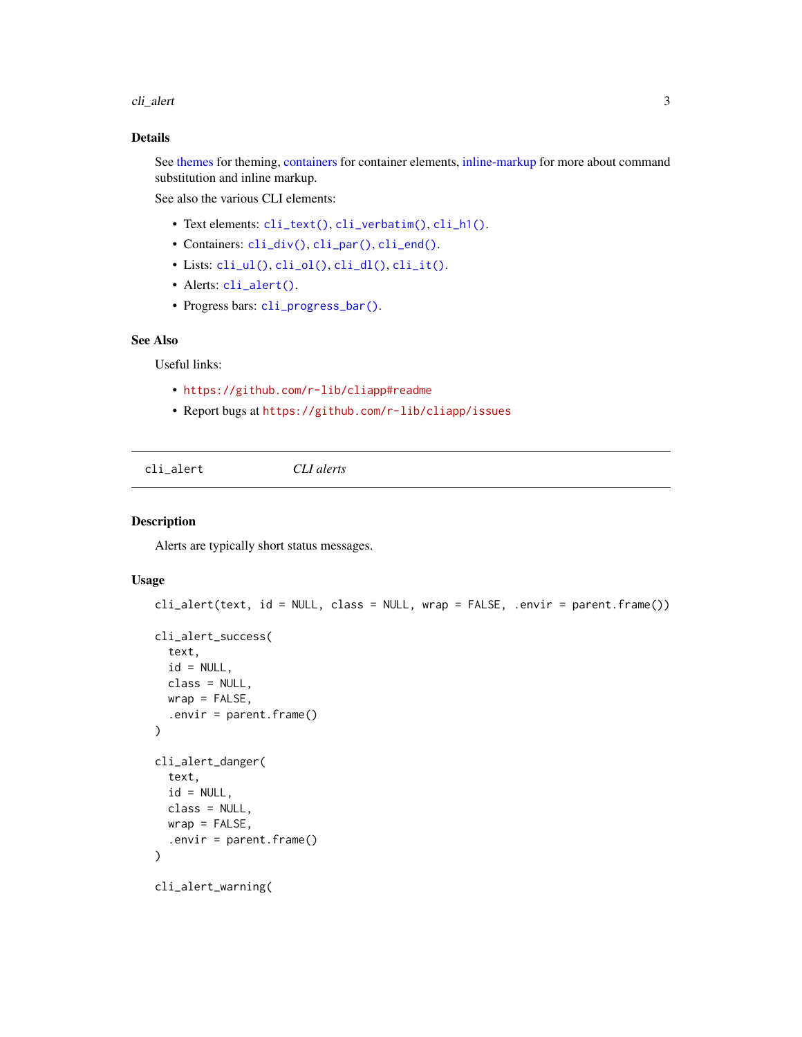### Details

See themes for theming, containers for container elements, inline-markup for more about command substitution and inline markup.

See also the various CLI elements:

- Text elements: `cli_text()`, `cli_verbatim()`, `cli_h1()`.
- Containers: `cli_div()`, `cli_par()`, `cli_end()`.
- Lists: `cli_ul()`, `cli_ol()`, `cli_dl()`, `cli_it()`.
- Alerts: `cli_alert()`.
- Progress bars: `cli_progress_bar()`.

### See Also

Useful links:

- https://github.com/r-lib/cliapp#readme
- Report bugs at https://github.com/r-lib/cliapp/issues

---

## cli_alert &nbsp;&nbsp;&nbsp;&nbsp; *CLI alerts*

---

### Description

Alerts are typically short status messages.

### Usage

```
cli_alert(text, id = NULL, class = NULL, wrap = FALSE, .envir = parent.frame())

cli_alert_success(
  text,
  id = NULL,
  class = NULL,
  wrap = FALSE,
  .envir = parent.frame()
)

cli_alert_danger(
  text,
  id = NULL,
  class = NULL,
  wrap = FALSE,
  .envir = parent.frame()
)

cli_alert_warning(
```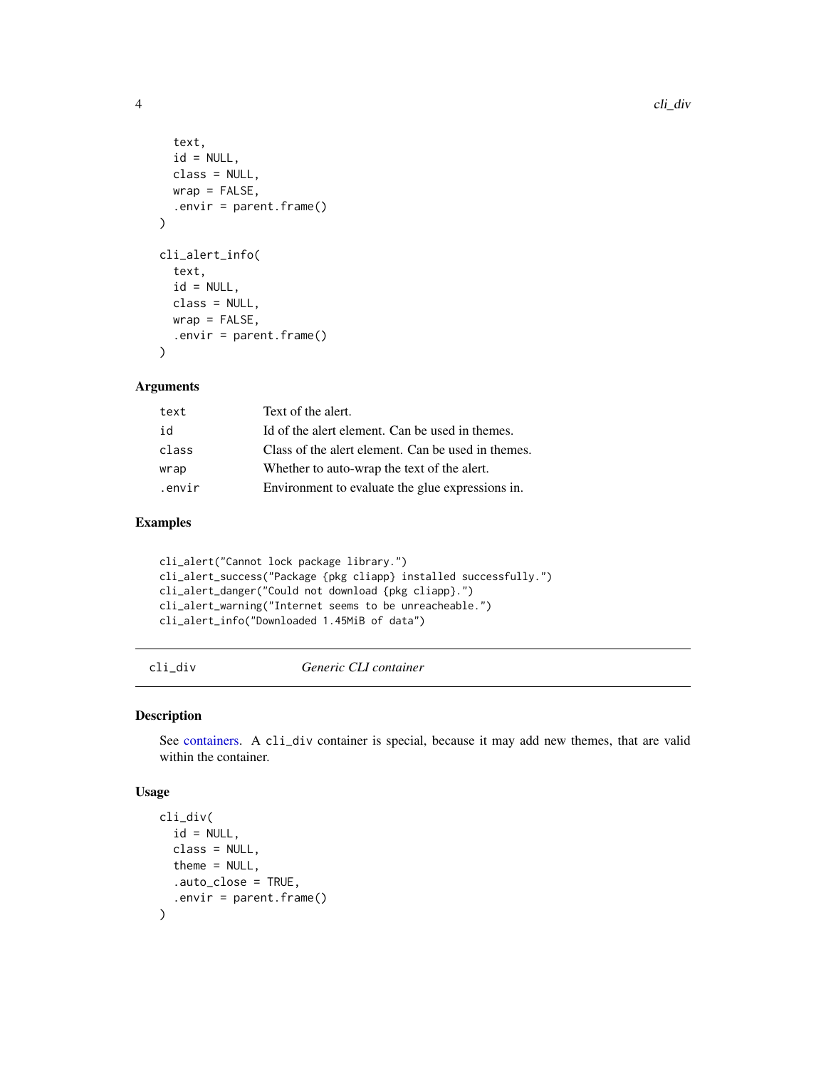```
  text,
  id = NULL,
  class = NULL,
  wrap = FALSE,
  .envir = parent.frame()
)

cli_alert_info(
  text,
  id = NULL,
  class = NULL,
  wrap = FALSE,
  .envir = parent.frame()
)
```

### Arguments

| | |
|---|---|
| `text` | Text of the alert. |
| `id` | Id of the alert element. Can be used in themes. |
| `class` | Class of the alert element. Can be used in themes. |
| `wrap` | Whether to auto-wrap the text of the alert. |
| `.envir` | Environment to evaluate the glue expressions in. |

### Examples

```
cli_alert("Cannot lock package library.")
cli_alert_success("Package {pkg cliapp} installed successfully.")
cli_alert_danger("Could not download {pkg cliapp}.")
cli_alert_warning("Internet seems to be unreacheable.")
cli_alert_info("Downloaded 1.45MiB of data")
```

---

## `cli_div` *Generic CLI container*

---

### Description

See containers. A `cli_div` container is special, because it may add new themes, that are valid within the container.

### Usage

```
cli_div(
  id = NULL,
  class = NULL,
  theme = NULL,
  .auto_close = TRUE,
  .envir = parent.frame()
)
```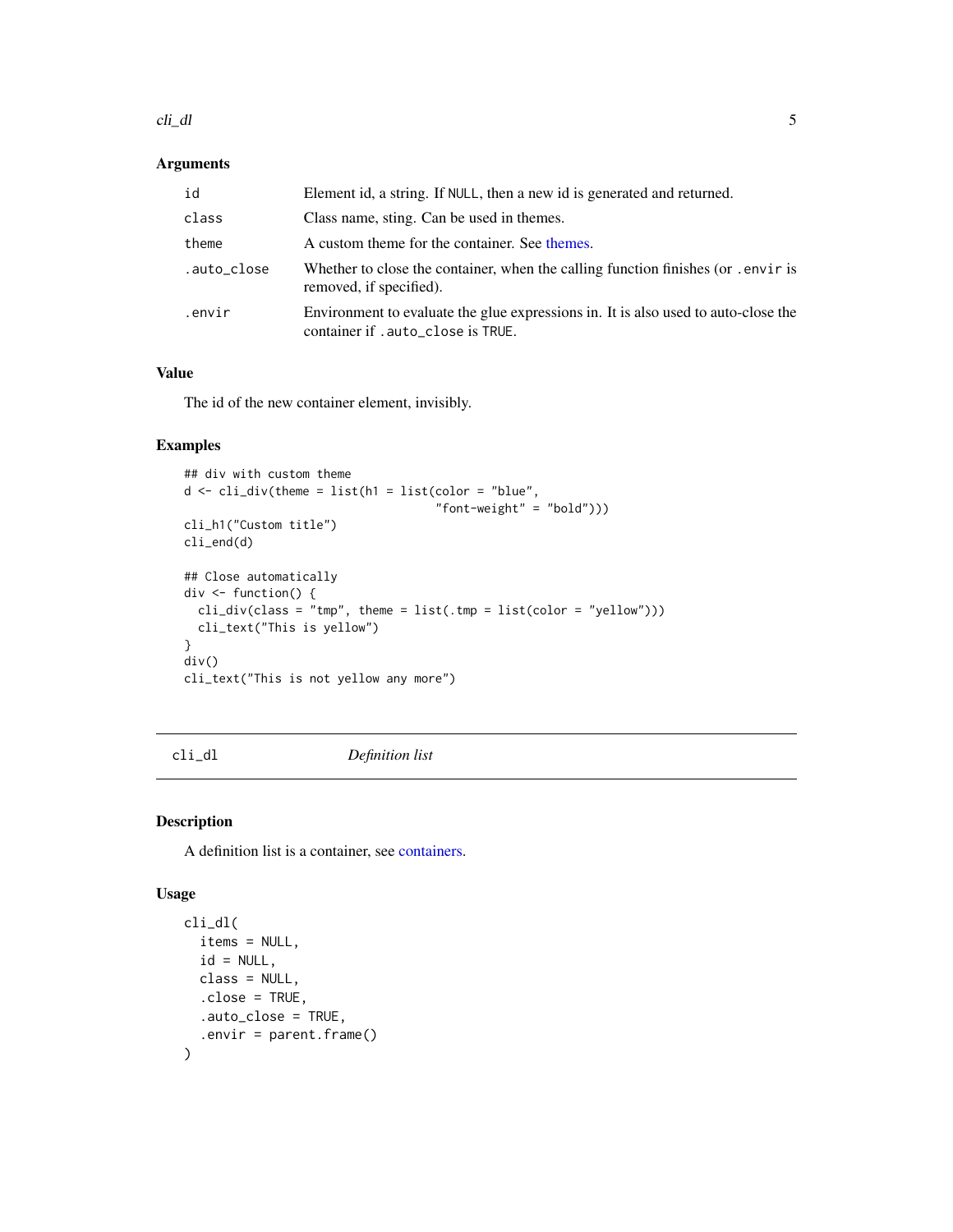### Arguments

| | |
|---|---|
| `id` | Element id, a string. If `NULL`, then a new id is generated and returned. |
| `class` | Class name, sting. Can be used in themes. |
| `theme` | A custom theme for the container. See themes. |
| `.auto_close` | Whether to close the container, when the calling function finishes (or `.envir` is removed, if specified). |
| `.envir` | Environment to evaluate the glue expressions in. It is also used to auto-close the container if `.auto_close` is `TRUE`. |

### Value

The id of the new container element, invisibly.

### Examples

```
## div with custom theme
d <- cli_div(theme = list(h1 = list(color = "blue",
                                    "font-weight" = "bold")))
cli_h1("Custom title")
cli_end(d)

## Close automatically
div <- function() {
  cli_div(class = "tmp", theme = list(.tmp = list(color = "yellow")))
  cli_text("This is yellow")
}
div()
cli_text("This is not yellow any more")
```

## cli_dl *Definition list*

### Description

A definition list is a container, see containers.

### Usage

```
cli_dl(
  items = NULL,
  id = NULL,
  class = NULL,
  .close = TRUE,
  .auto_close = TRUE,
  .envir = parent.frame()
)
```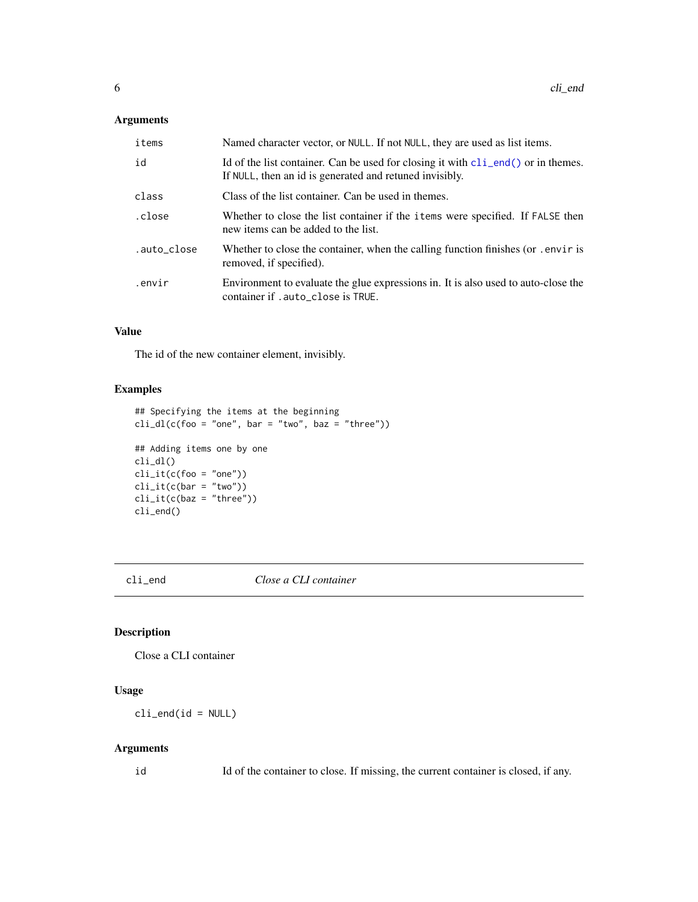### Arguments

| | |
|---|---|
| `items` | Named character vector, or `NULL`. If not `NULL`, they are used as list items. |
| `id` | Id of the list container. Can be used for closing it with `cli_end()` or in themes. If `NULL`, then an id is generated and retuned invisibly. |
| `class` | Class of the list container. Can be used in themes. |
| `.close` | Whether to close the list container if the `items` were specified. If `FALSE` then new items can be added to the list. |
| `.auto_close` | Whether to close the container, when the calling function finishes (or `.envir` is removed, if specified). |
| `.envir` | Environment to evaluate the glue expressions in. It is also used to auto-close the container if `.auto_close` is `TRUE`. |

### Value

The id of the new container element, invisibly.

### Examples

```
## Specifying the items at the beginning
cli_dl(c(foo = "one", bar = "two", baz = "three"))

## Adding items one by one
cli_dl()
cli_it(c(foo = "one"))
cli_it(c(bar = "two"))
cli_it(c(baz = "three"))
cli_end()
```

---

## `cli_end` *Close a CLI container*

---

### Description

Close a CLI container

### Usage

```
cli_end(id = NULL)
```

### Arguments

| | |
|---|---|
| `id` | Id of the container to close. If missing, the current container is closed, if any. |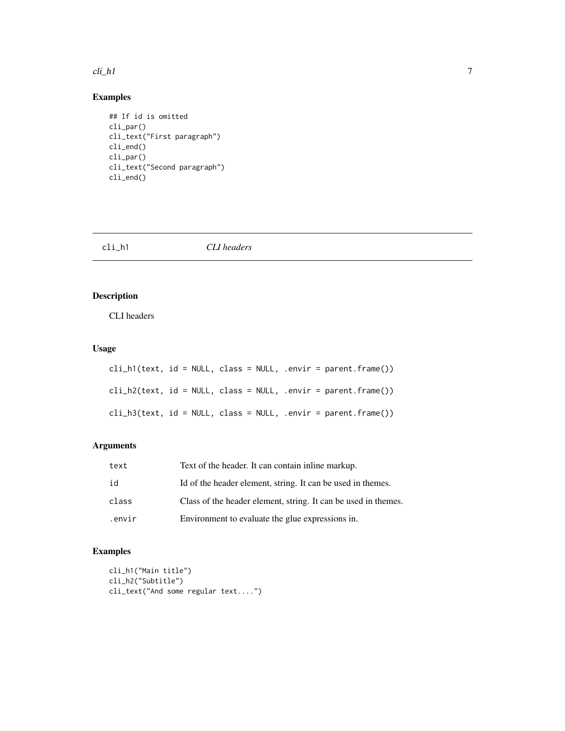## Examples

```
## If id is omitted
cli_par()
cli_text("First paragraph")
cli_end()
cli_par()
cli_text("Second paragraph")
cli_end()
```

---

# cli_h1 *CLI headers*

---

## Description

CLI headers

## Usage

```
cli_h1(text, id = NULL, class = NULL, .envir = parent.frame())

cli_h2(text, id = NULL, class = NULL, .envir = parent.frame())

cli_h3(text, id = NULL, class = NULL, .envir = parent.frame())
```

## Arguments

| | |
|---|---|
| `text` | Text of the header. It can contain inline markup. |
| `id` | Id of the header element, string. It can be used in themes. |
| `class` | Class of the header element, string. It can be used in themes. |
| `.envir` | Environment to evaluate the glue expressions in. |

## Examples

```
cli_h1("Main title")
cli_h2("Subtitle")
cli_text("And some regular text....")
```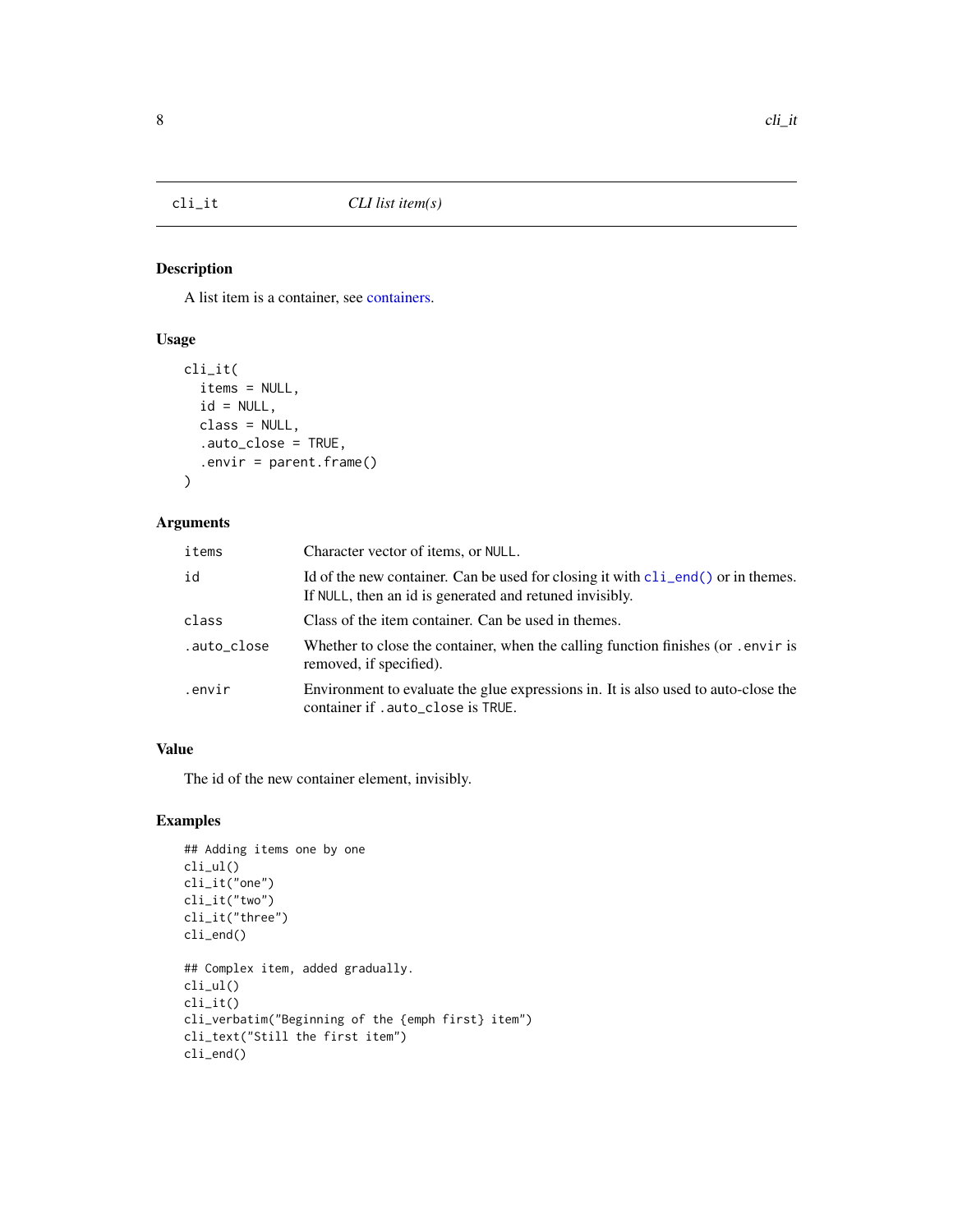## cli_it — *CLI list item(s)*

### Description

A list item is a container, see containers.

### Usage

```
cli_it(
  items = NULL,
  id = NULL,
  class = NULL,
  .auto_close = TRUE,
  .envir = parent.frame()
)
```

### Arguments

| | |
|---|---|
| `items` | Character vector of items, or `NULL`. |
| `id` | Id of the new container. Can be used for closing it with `cli_end()` or in themes. If `NULL`, then an id is generated and retuned invisibly. |
| `class` | Class of the item container. Can be used in themes. |
| `.auto_close` | Whether to close the container, when the calling function finishes (or `.envir` is removed, if specified). |
| `.envir` | Environment to evaluate the glue expressions in. It is also used to auto-close the container if `.auto_close` is `TRUE`. |

### Value

The id of the new container element, invisibly.

### Examples

```
## Adding items one by one
cli_ul()
cli_it("one")
cli_it("two")
cli_it("three")
cli_end()

## Complex item, added gradually.
cli_ul()
cli_it()
cli_verbatim("Beginning of the {emph first} item")
cli_text("Still the first item")
cli_end()
```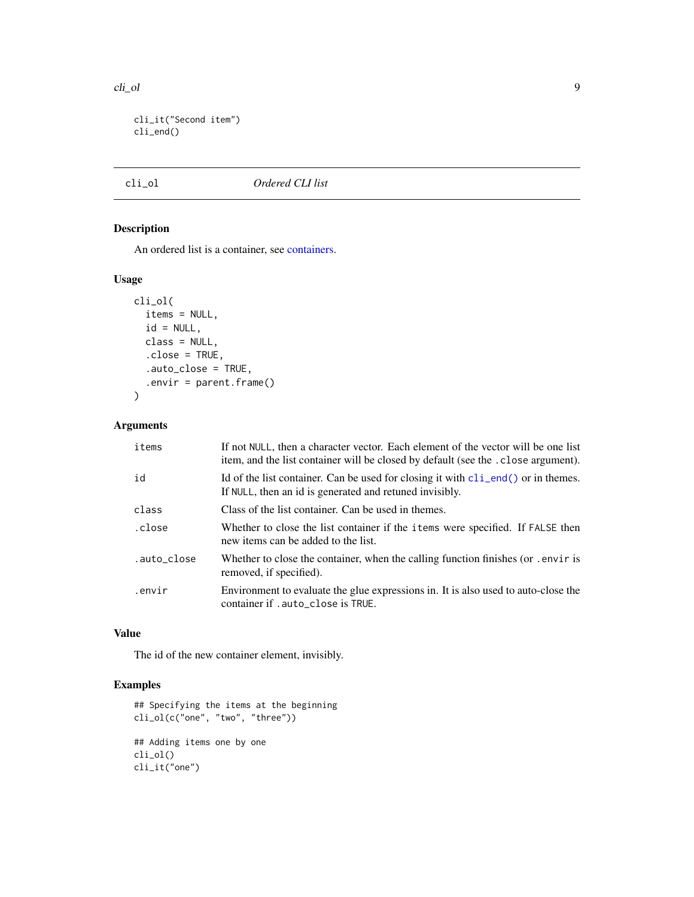```
cli_it("Second item")
cli_end()
```

## cli_ol — *Ordered CLI list*

### Description

An ordered list is a container, see containers.

### Usage

```
cli_ol(
  items = NULL,
  id = NULL,
  class = NULL,
  .close = TRUE,
  .auto_close = TRUE,
  .envir = parent.frame()
)
```

### Arguments

| | |
|---|---|
| `items` | If not `NULL`, then a character vector. Each element of the vector will be one list item, and the list container will be closed by default (see the `.close` argument). |
| `id` | Id of the list container. Can be used for closing it with `cli_end()` or in themes. If `NULL`, then an id is generated and retuned invisibly. |
| `class` | Class of the list container. Can be used in themes. |
| `.close` | Whether to close the list container if the `items` were specified. If `FALSE` then new items can be added to the list. |
| `.auto_close` | Whether to close the container, when the calling function finishes (or `.envir` is removed, if specified). |
| `.envir` | Environment to evaluate the glue expressions in. It is also used to auto-close the container if `.auto_close` is `TRUE`. |

### Value

The id of the new container element, invisibly.

### Examples

```
## Specifying the items at the beginning
cli_ol(c("one", "two", "three"))

## Adding items one by one
cli_ol()
cli_it("one")
```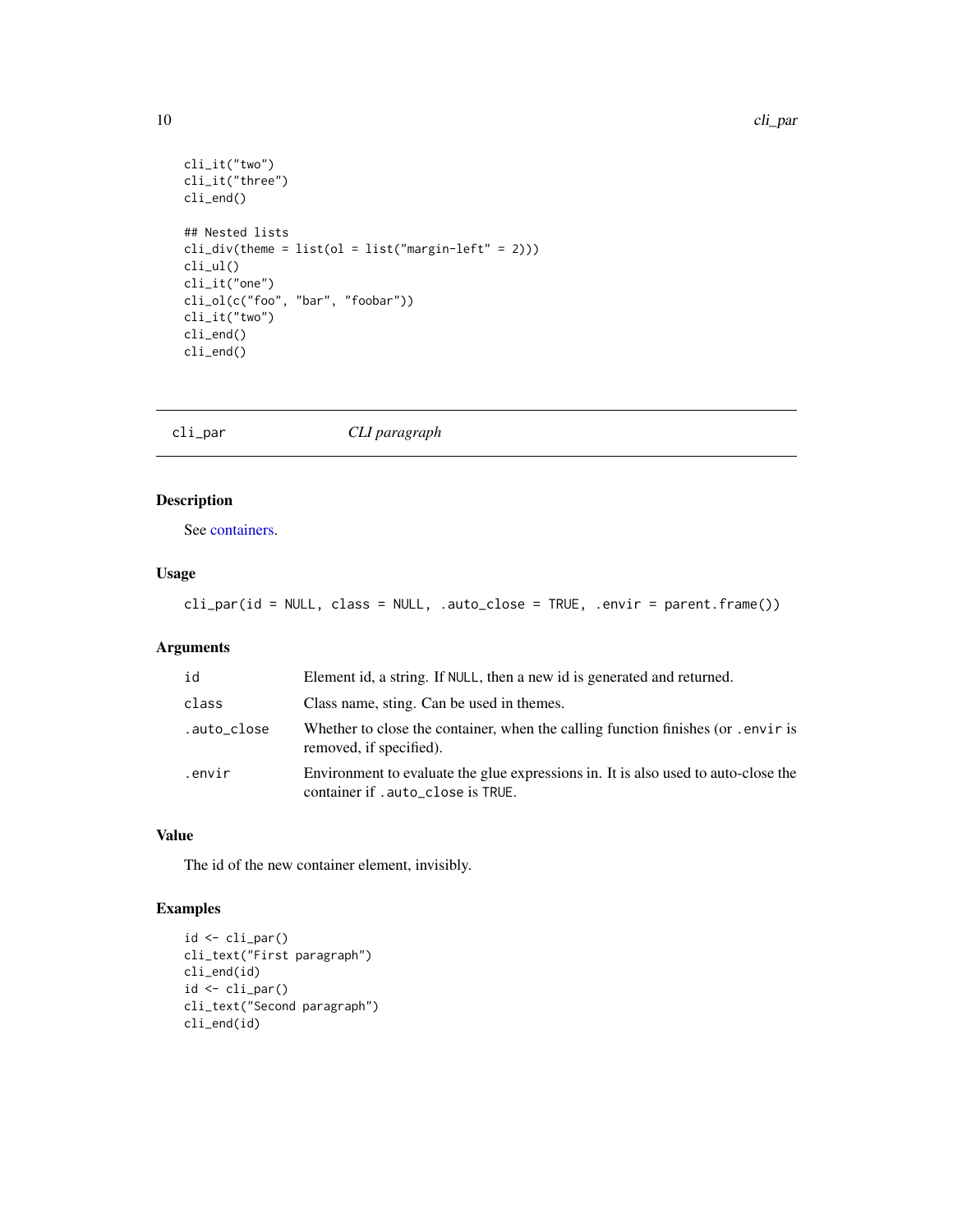```
cli_it("two")
cli_it("three")
cli_end()

## Nested lists
cli_div(theme = list(ol = list("margin-left" = 2)))
cli_ul()
cli_it("one")
cli_ol(c("foo", "bar", "foobar"))
cli_it("two")
cli_end()
cli_end()
```

## cli_par *CLI paragraph*

### Description

See containers.

### Usage

```
cli_par(id = NULL, class = NULL, .auto_close = TRUE, .envir = parent.frame())
```

### Arguments

| | |
|---|---|
| `id` | Element id, a string. If `NULL`, then a new id is generated and returned. |
| `class` | Class name, sting. Can be used in themes. |
| `.auto_close` | Whether to close the container, when the calling function finishes (or `.envir` is removed, if specified). |
| `.envir` | Environment to evaluate the glue expressions in. It is also used to auto-close the container if `.auto_close` is `TRUE`. |

### Value

The id of the new container element, invisibly.

### Examples

```
id <- cli_par()
cli_text("First paragraph")
cli_end(id)
id <- cli_par()
cli_text("Second paragraph")
cli_end(id)
```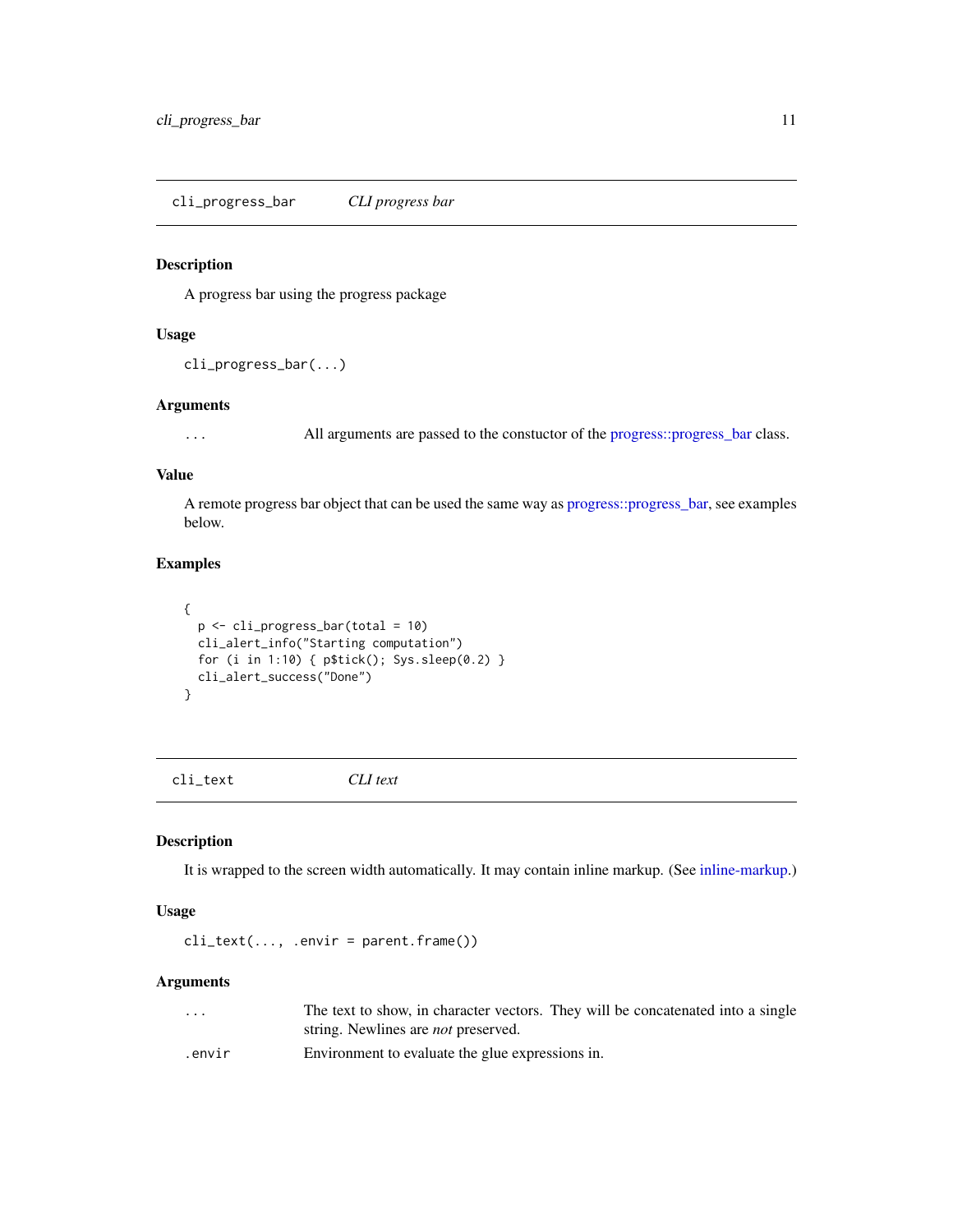## cli_progress_bar — *CLI progress bar*

### Description

A progress bar using the progress package

### Usage

```
cli_progress_bar(...)
```

### Arguments

| | |
|---|---|
| ... | All arguments are passed to the constuctor of the progress::progress_bar class. |

### Value

A remote progress bar object that can be used the same way as progress::progress_bar, see examples below.

### Examples

```
{
  p <- cli_progress_bar(total = 10)
  cli_alert_info("Starting computation")
  for (i in 1:10) { p$tick(); Sys.sleep(0.2) }
  cli_alert_success("Done")
}
```

## cli_text — *CLI text*

### Description

It is wrapped to the screen width automatically. It may contain inline markup. (See inline-markup.)

### Usage

```
cli_text(..., .envir = parent.frame())
```

### Arguments

| | |
|---|---|
| ... | The text to show, in character vectors. They will be concatenated into a single string. Newlines are *not* preserved. |
| .envir | Environment to evaluate the glue expressions in. |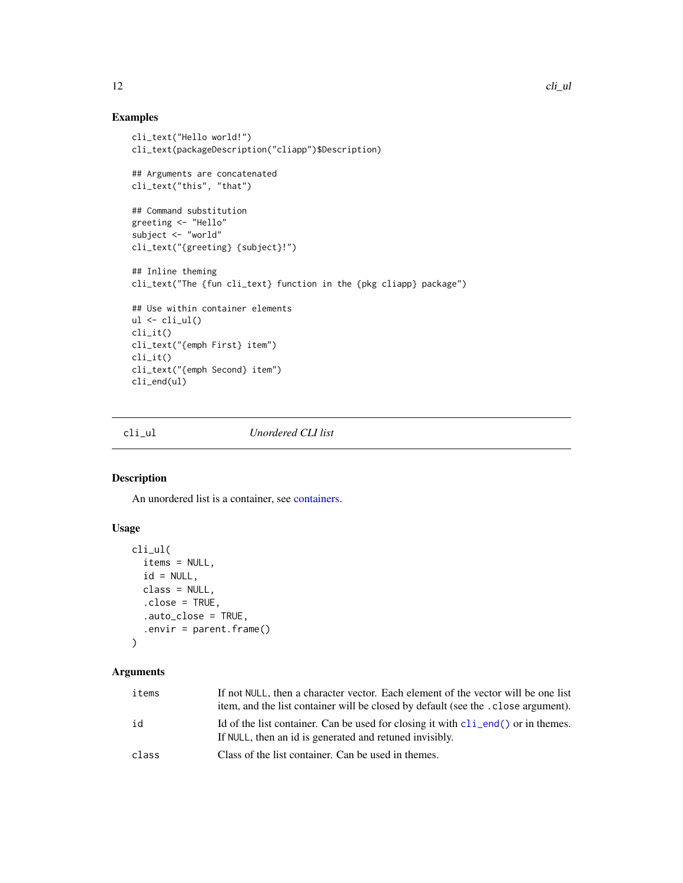## Examples

```
cli_text("Hello world!")
cli_text(packageDescription("cliapp")$Description)

## Arguments are concatenated
cli_text("this", "that")

## Command substitution
greeting <- "Hello"
subject <- "world"
cli_text("{greeting} {subject}!")

## Inline theming
cli_text("The {fun cli_text} function in the {pkg cliapp} package")

## Use within container elements
ul <- cli_ul()
cli_it()
cli_text("{emph First} item")
cli_it()
cli_text("{emph Second} item")
cli_end(ul)
```

---

# cli_ul — *Unordered CLI list*

---

## Description

An unordered list is a container, see containers.

## Usage

```
cli_ul(
  items = NULL,
  id = NULL,
  class = NULL,
  .close = TRUE,
  .auto_close = TRUE,
  .envir = parent.frame()
)
```

## Arguments

| | |
|---|---|
| items | If not NULL, then a character vector. Each element of the vector will be one list item, and the list container will be closed by default (see the .close argument). |
| id | Id of the list container. Can be used for closing it with cli_end() or in themes. If NULL, then an id is generated and retuned invisibly. |
| class | Class of the list container. Can be used in themes. |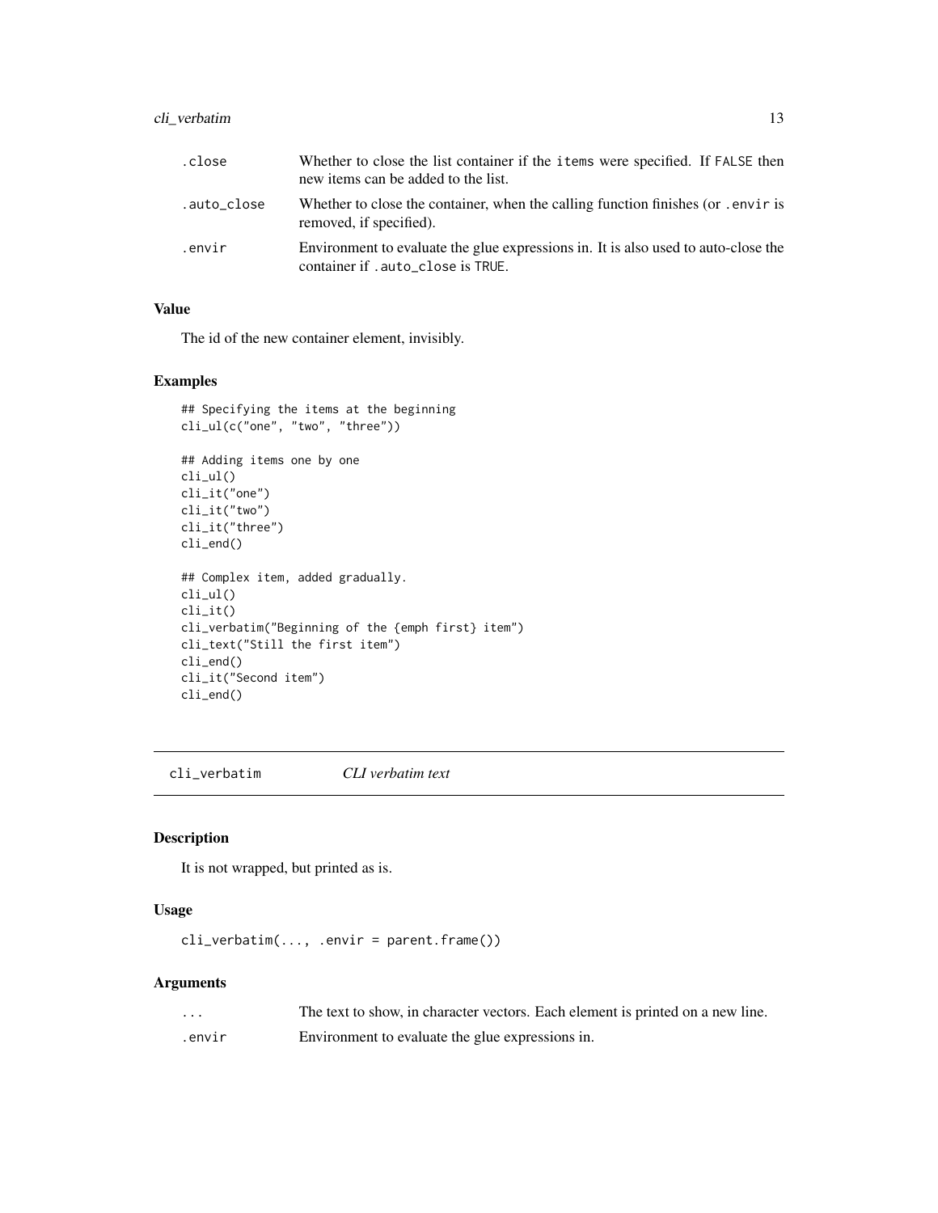| | |
|---|---|
| .close | Whether to close the list container if the items were specified. If FALSE then new items can be added to the list. |
| .auto_close | Whether to close the container, when the calling function finishes (or .envir is removed, if specified). |
| .envir | Environment to evaluate the glue expressions in. It is also used to auto-close the container if .auto_close is TRUE. |

### Value

The id of the new container element, invisibly.

### Examples

```
## Specifying the items at the beginning
cli_ul(c("one", "two", "three"))

## Adding items one by one
cli_ul()
cli_it("one")
cli_it("two")
cli_it("three")
cli_end()

## Complex item, added gradually.
cli_ul()
cli_it()
cli_verbatim("Beginning of the {emph first} item")
cli_text("Still the first item")
cli_end()
cli_it("Second item")
cli_end()
```

---

## cli_verbatim — *CLI verbatim text*

### Description

It is not wrapped, but printed as is.

### Usage

```
cli_verbatim(..., .envir = parent.frame())
```

### Arguments

| | |
|---|---|
| ... | The text to show, in character vectors. Each element is printed on a new line. |
| .envir | Environment to evaluate the glue expressions in. |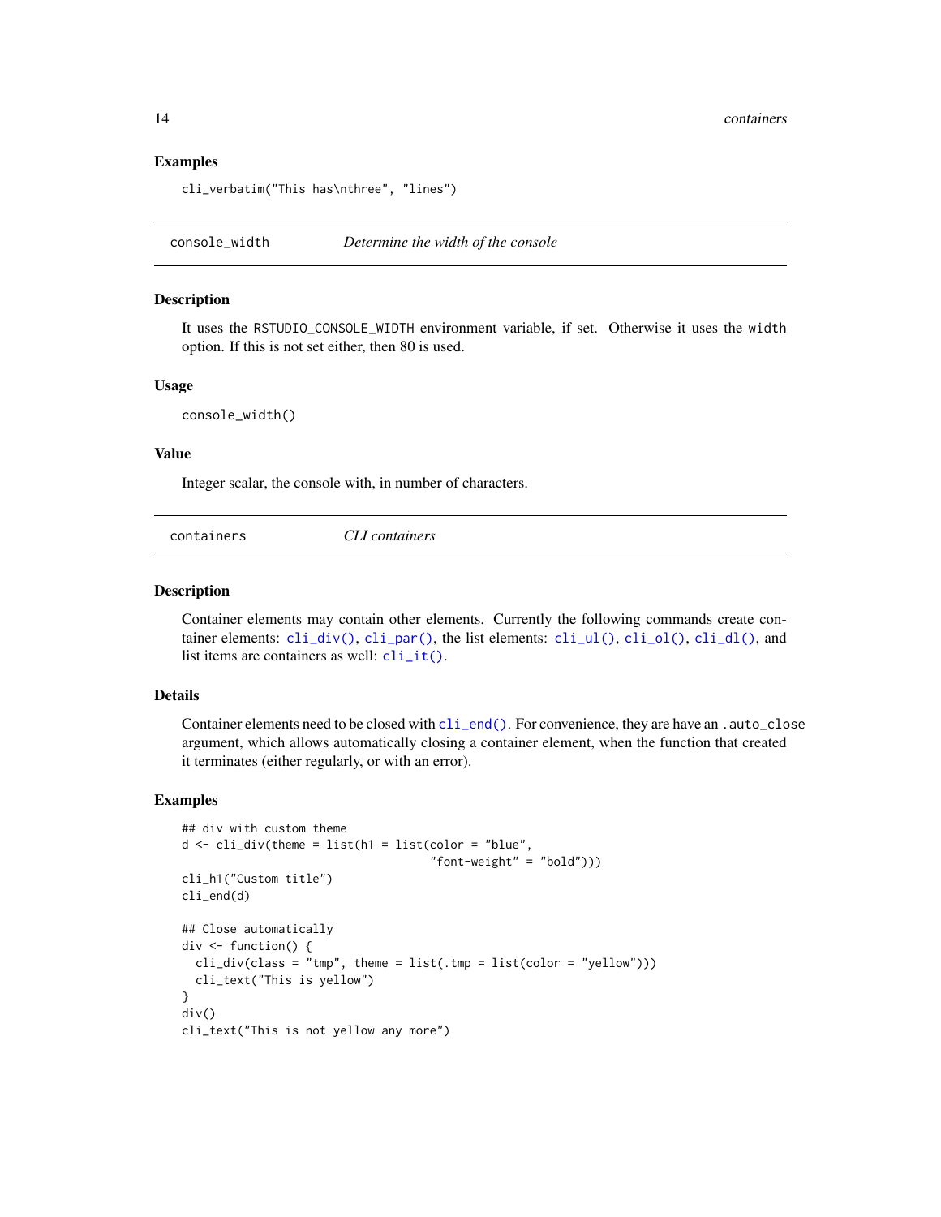### Examples

```
cli_verbatim("This has\nthree", "lines")
```

---

## console_width — *Determine the width of the console*

### Description

It uses the `RSTUDIO_CONSOLE_WIDTH` environment variable, if set. Otherwise it uses the `width` option. If this is not set either, then 80 is used.

### Usage

```
console_width()
```

### Value

Integer scalar, the console with, in number of characters.

---

## containers — *CLI containers*

### Description

Container elements may contain other elements. Currently the following commands create container elements: `cli_div()`, `cli_par()`, the list elements: `cli_ul()`, `cli_ol()`, `cli_dl()`, and list items are containers as well: `cli_it()`.

### Details

Container elements need to be closed with `cli_end()`. For convenience, they are have an `.auto_close` argument, which allows automatically closing a container element, when the function that created it terminates (either regularly, or with an error).

### Examples

```
## div with custom theme
d <- cli_div(theme = list(h1 = list(color = "blue",
                                    "font-weight" = "bold")))
cli_h1("Custom title")
cli_end(d)

## Close automatically
div <- function() {
  cli_div(class = "tmp", theme = list(.tmp = list(color = "yellow")))
  cli_text("This is yellow")
}
div()
cli_text("This is not yellow any more")
```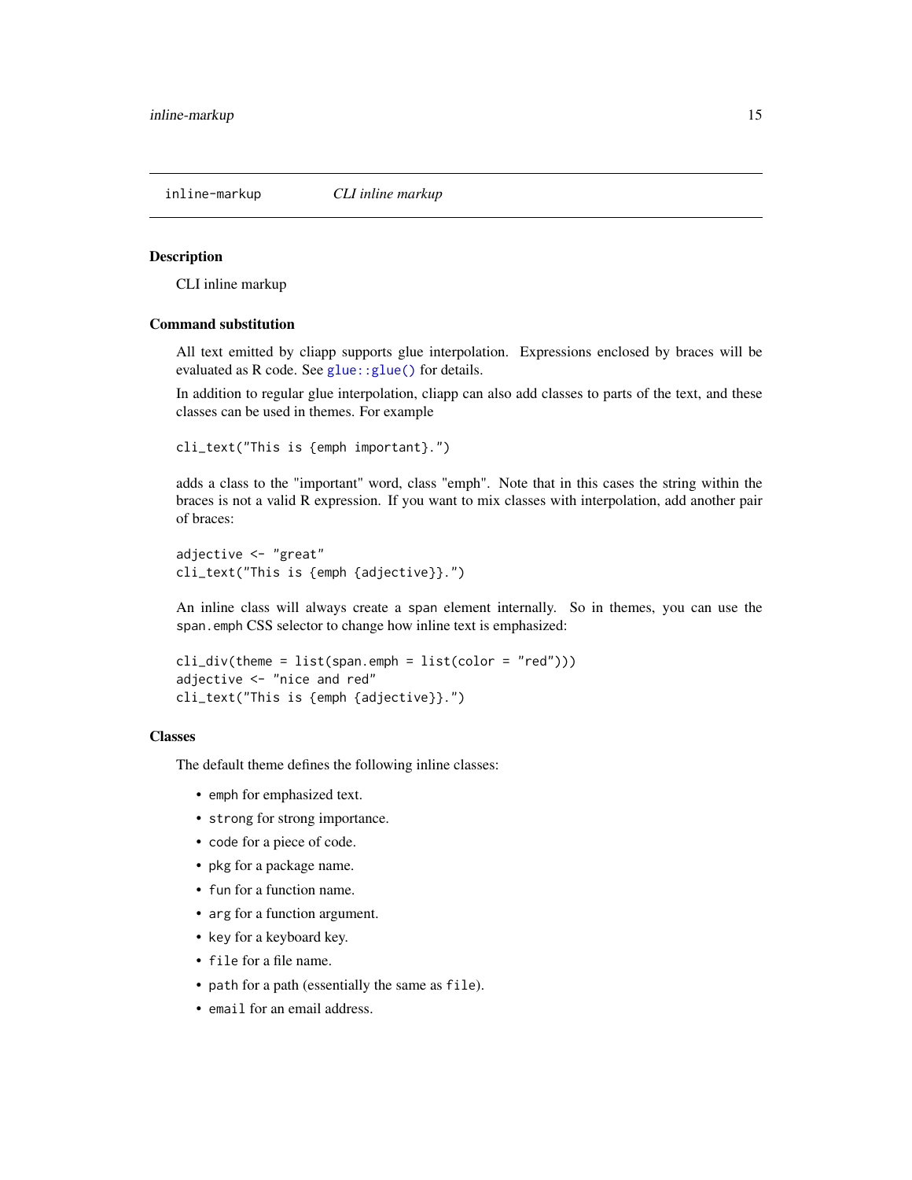`inline-markup` *CLI inline markup*

### Description

CLI inline markup

### Command substitution

All text emitted by cliapp supports glue interpolation. Expressions enclosed by braces will be evaluated as R code. See `glue::glue()` for details.

In addition to regular glue interpolation, cliapp can also add classes to parts of the text, and these classes can be used in themes. For example

```
cli_text("This is {emph important}.")
```

adds a class to the "important" word, class "emph". Note that in this cases the string within the braces is not a valid R expression. If you want to mix classes with interpolation, add another pair of braces:

```
adjective <- "great"
cli_text("This is {emph {adjective}}.")
```

An inline class will always create a `span` element internally. So in themes, you can use the `span.emph` CSS selector to change how inline text is emphasized:

```
cli_div(theme = list(span.emph = list(color = "red")))
adjective <- "nice and red"
cli_text("This is {emph {adjective}}.")
```

### Classes

The default theme defines the following inline classes:

- `emph` for emphasized text.
- `strong` for strong importance.
- `code` for a piece of code.
- `pkg` for a package name.
- `fun` for a function name.
- `arg` for a function argument.
- `key` for a keyboard key.
- `file` for a file name.
- `path` for a path (essentially the same as `file`).
- `email` for an email address.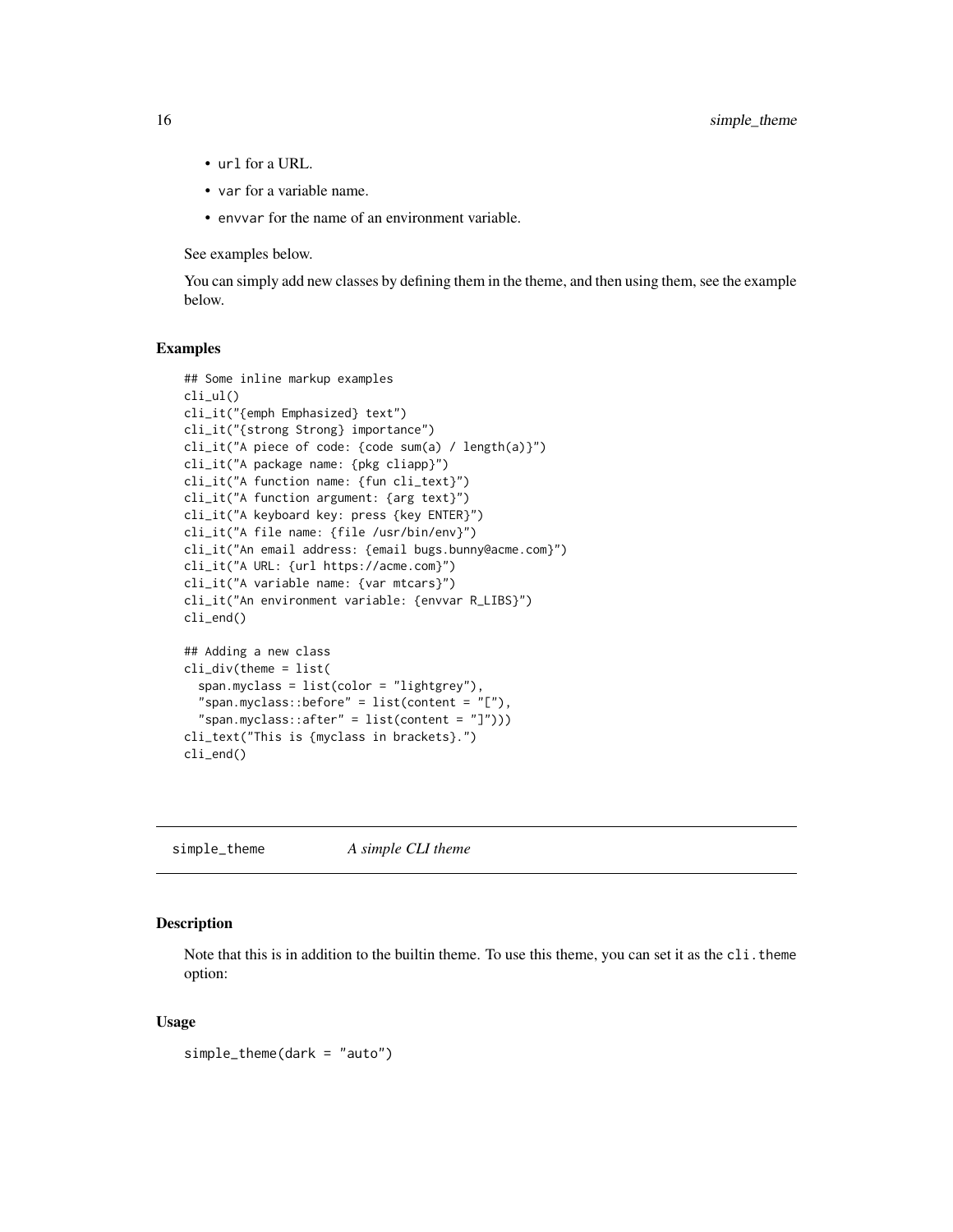- `url` for a URL.
- `var` for a variable name.
- `envvar` for the name of an environment variable.

See examples below.

You can simply add new classes by defining them in the theme, and then using them, see the example below.

### Examples

```
## Some inline markup examples
cli_ul()
cli_it("{emph Emphasized} text")
cli_it("{strong Strong} importance")
cli_it("A piece of code: {code sum(a) / length(a)}")
cli_it("A package name: {pkg cliapp}")
cli_it("A function name: {fun cli_text}")
cli_it("A function argument: {arg text}")
cli_it("A keyboard key: press {key ENTER}")
cli_it("A file name: {file /usr/bin/env}")
cli_it("An email address: {email bugs.bunny@acme.com}")
cli_it("A URL: {url https://acme.com}")
cli_it("A variable name: {var mtcars}")
cli_it("An environment variable: {envvar R_LIBS}")
cli_end()

## Adding a new class
cli_div(theme = list(
  span.myclass = list(color = "lightgrey"),
  "span.myclass::before" = list(content = "["),
  "span.myclass::after" = list(content = "]")))
cli_text("This is {myclass in brackets}.")
cli_end()
```

---

## simple_theme *A simple CLI theme*

---

### Description

Note that this is in addition to the builtin theme. To use this theme, you can set it as the `cli.theme` option:

### Usage

```
simple_theme(dark = "auto")
```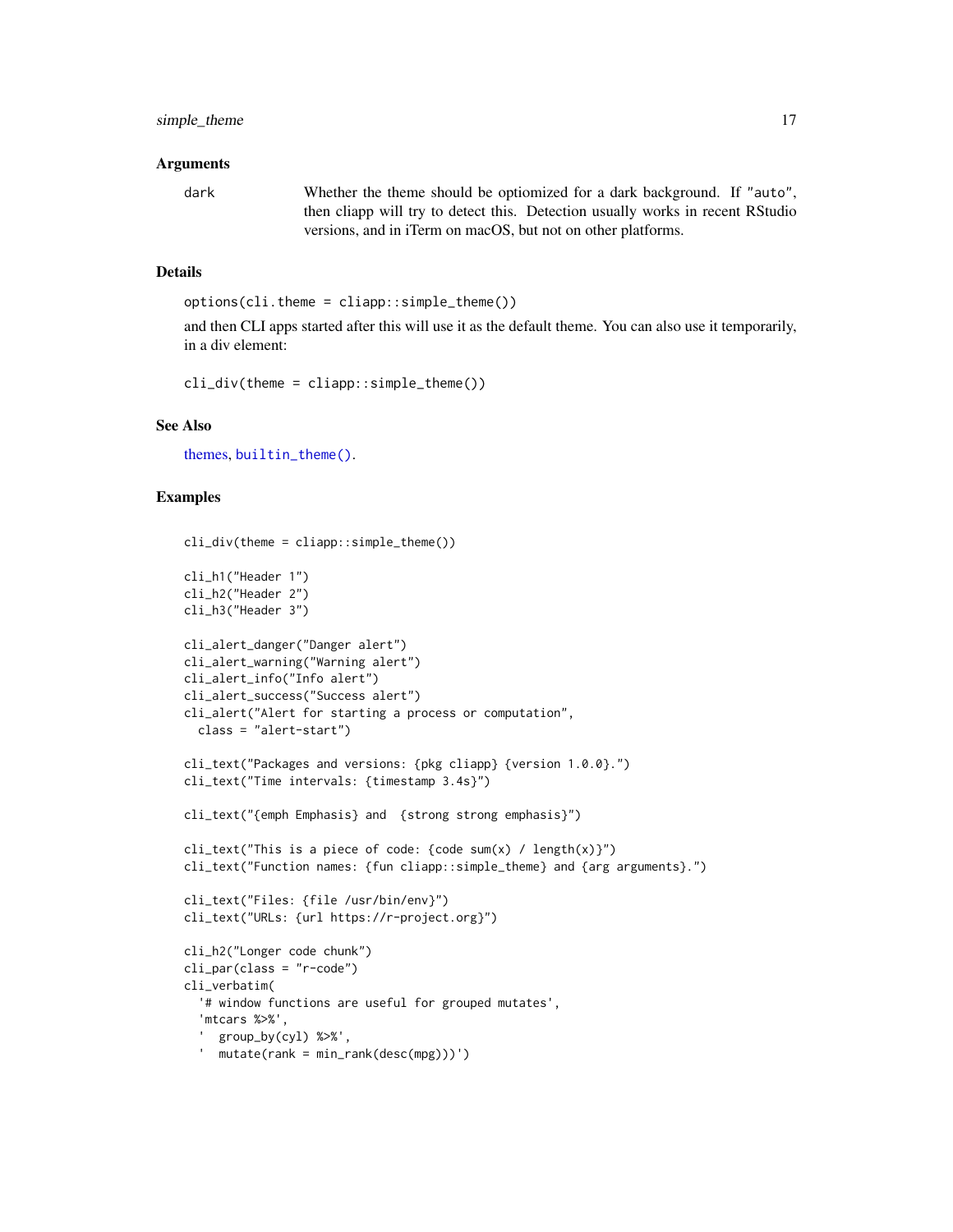## Arguments

`dark` Whether the theme should be optiomized for a dark background. If "auto", then cliapp will try to detect this. Detection usually works in recent RStudio versions, and in iTerm on macOS, but not on other platforms.

## Details

```
options(cli.theme = cliapp::simple_theme())
```

and then CLI apps started after this will use it as the default theme. You can also use it temporarily, in a div element:

```
cli_div(theme = cliapp::simple_theme())
```

## See Also

themes, `builtin_theme()`.

## Examples

```
cli_div(theme = cliapp::simple_theme())

cli_h1("Header 1")
cli_h2("Header 2")
cli_h3("Header 3")

cli_alert_danger("Danger alert")
cli_alert_warning("Warning alert")
cli_alert_info("Info alert")
cli_alert_success("Success alert")
cli_alert("Alert for starting a process or computation",
  class = "alert-start")

cli_text("Packages and versions: {pkg cliapp} {version 1.0.0}.")
cli_text("Time intervals: {timestamp 3.4s}")

cli_text("{emph Emphasis} and  {strong strong emphasis}")

cli_text("This is a piece of code: {code sum(x) / length(x)}")
cli_text("Function names: {fun cliapp::simple_theme} and {arg arguments}.")

cli_text("Files: {file /usr/bin/env}")
cli_text("URLs: {url https://r-project.org}")

cli_h2("Longer code chunk")
cli_par(class = "r-code")
cli_verbatim(
  '# window functions are useful for grouped mutates',
  'mtcars %>%',
  '  group_by(cyl) %>%',
  '  mutate(rank = min_rank(desc(mpg)))')
```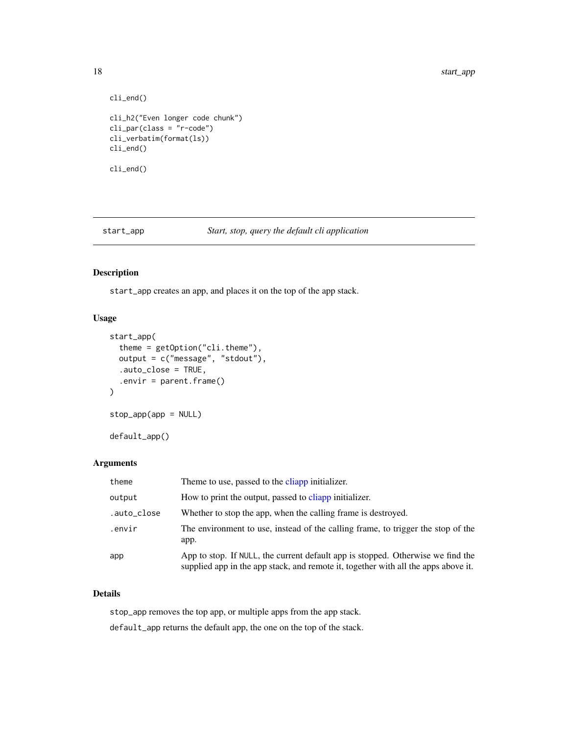```
cli_end()

cli_h2("Even longer code chunk")
cli_par(class = "r-code")
cli_verbatim(format(ls))
cli_end()

cli_end()
```

---

## start_app — *Start, stop, query the default cli application*

---

### Description

`start_app` creates an app, and places it on the top of the app stack.

### Usage

```
start_app(
  theme = getOption("cli.theme"),
  output = c("message", "stdout"),
  .auto_close = TRUE,
  .envir = parent.frame()
)

stop_app(app = NULL)

default_app()
```

### Arguments

| | |
|---|---|
| `theme` | Theme to use, passed to the cliapp initializer. |
| `output` | How to print the output, passed to cliapp initializer. |
| `.auto_close` | Whether to stop the app, when the calling frame is destroyed. |
| `.envir` | The environment to use, instead of the calling frame, to trigger the stop of the app. |
| `app` | App to stop. If `NULL`, the current default app is stopped. Otherwise we find the supplied app in the app stack, and remote it, together with all the apps above it. |

### Details

`stop_app` removes the top app, or multiple apps from the app stack.

`default_app` returns the default app, the one on the top of the stack.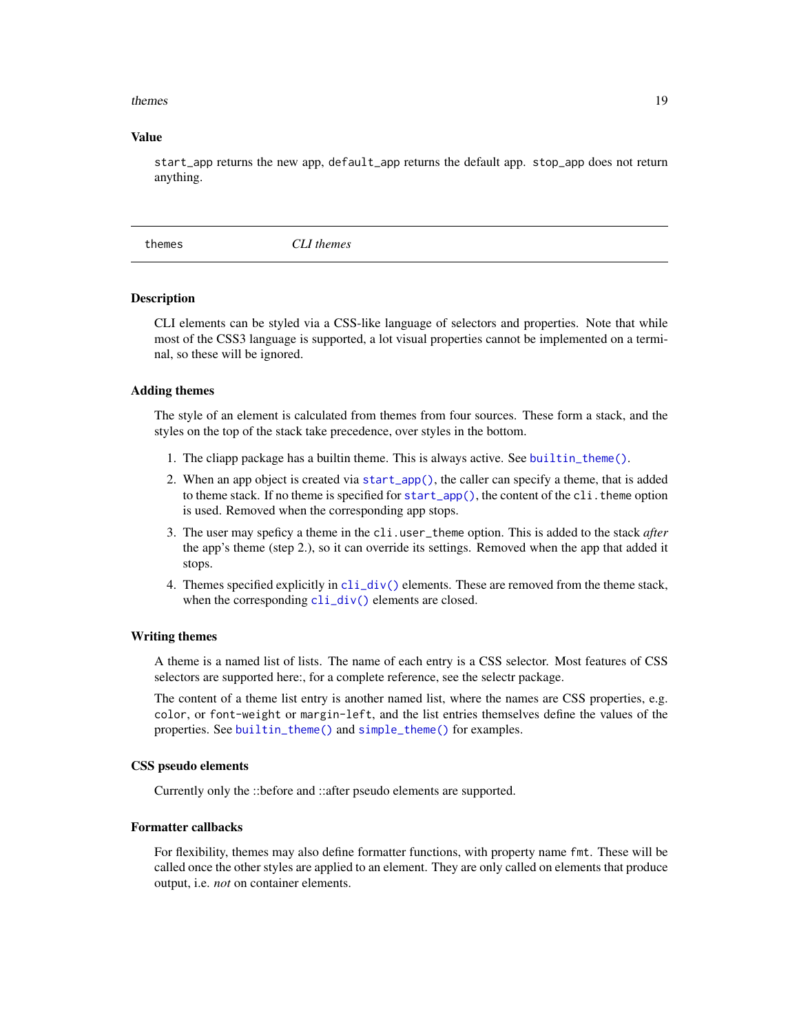### Value

`start_app` returns the new app, `default_app` returns the default app. `stop_app` does not return anything.

---

## themes — *CLI themes*

---

### Description

CLI elements can be styled via a CSS-like language of selectors and properties. Note that while most of the CSS3 language is supported, a lot visual properties cannot be implemented on a terminal, so these will be ignored.

### Adding themes

The style of an element is calculated from themes from four sources. These form a stack, and the styles on the top of the stack take precedence, over styles in the bottom.

1. The cliapp package has a builtin theme. This is always active. See `builtin_theme()`.
2. When an app object is created via `start_app()`, the caller can specify a theme, that is added to theme stack. If no theme is specified for `start_app()`, the content of the `cli.theme` option is used. Removed when the corresponding app stops.
3. The user may speficy a theme in the `cli.user_theme` option. This is added to the stack *after* the app's theme (step 2.), so it can override its settings. Removed when the app that added it stops.
4. Themes specified explicitly in `cli_div()` elements. These are removed from the theme stack, when the corresponding `cli_div()` elements are closed.

### Writing themes

A theme is a named list of lists. The name of each entry is a CSS selector. Most features of CSS selectors are supported here:, for a complete reference, see the selectr package.

The content of a theme list entry is another named list, where the names are CSS properties, e.g. `color`, or `font-weight` or `margin-left`, and the list entries themselves define the values of the properties. See `builtin_theme()` and `simple_theme()` for examples.

### CSS pseudo elements

Currently only the ::before and ::after pseudo elements are supported.

### Formatter callbacks

For flexibility, themes may also define formatter functions, with property name `fmt`. These will be called once the other styles are applied to an element. They are only called on elements that produce output, i.e. *not* on container elements.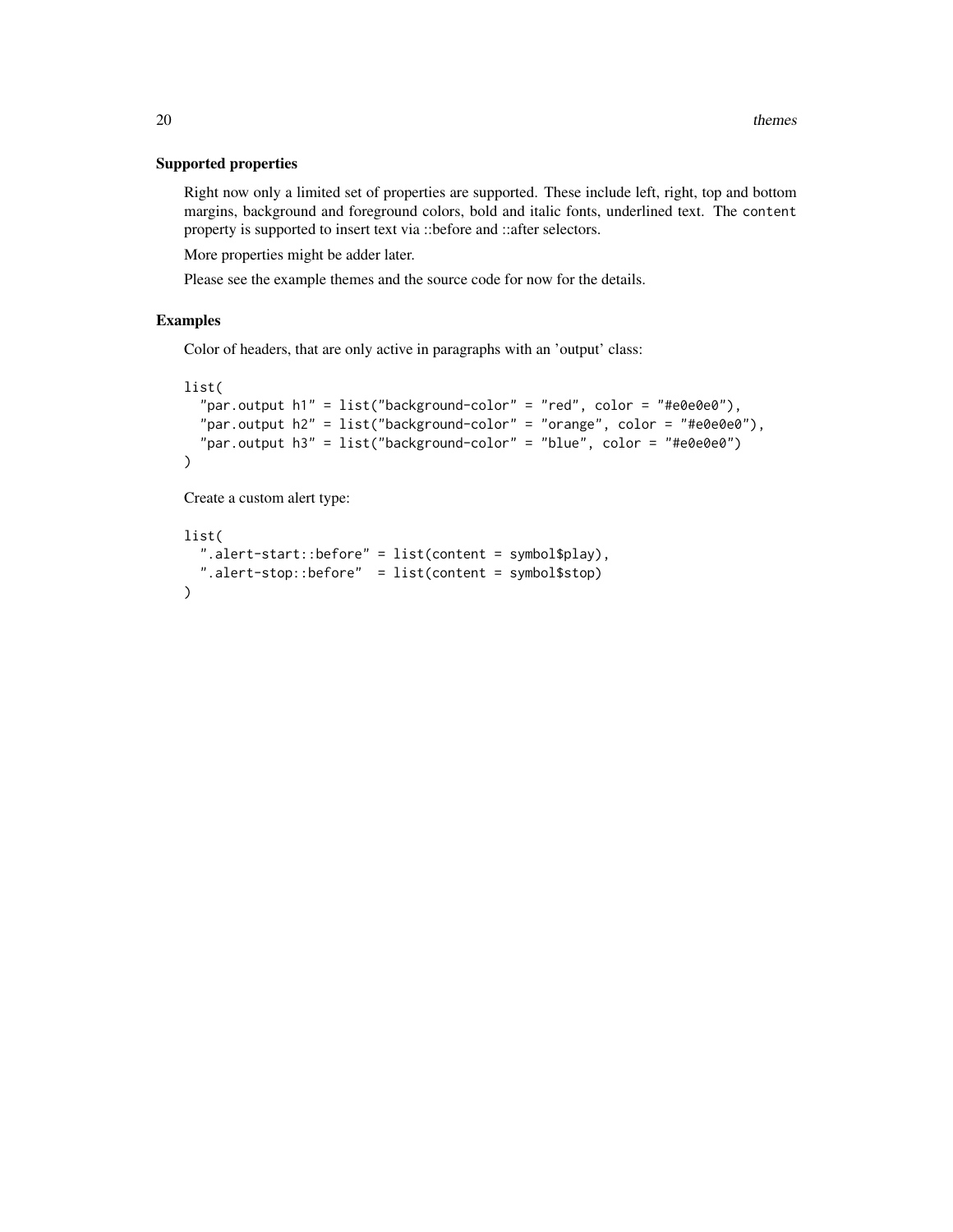### Supported properties

Right now only a limited set of properties are supported. These include left, right, top and bottom margins, background and foreground colors, bold and italic fonts, underlined text. The `content` property is supported to insert text via ::before and ::after selectors.

More properties might be adder later.

Please see the example themes and the source code for now for the details.

### Examples

Color of headers, that are only active in paragraphs with an 'output' class:

```
list(
  "par.output h1" = list("background-color" = "red", color = "#e0e0e0"),
  "par.output h2" = list("background-color" = "orange", color = "#e0e0e0"),
  "par.output h3" = list("background-color" = "blue", color = "#e0e0e0")
)
```

Create a custom alert type:

```
list(
  ".alert-start::before" = list(content = symbol$play),
  ".alert-stop::before"  = list(content = symbol$stop)
)
```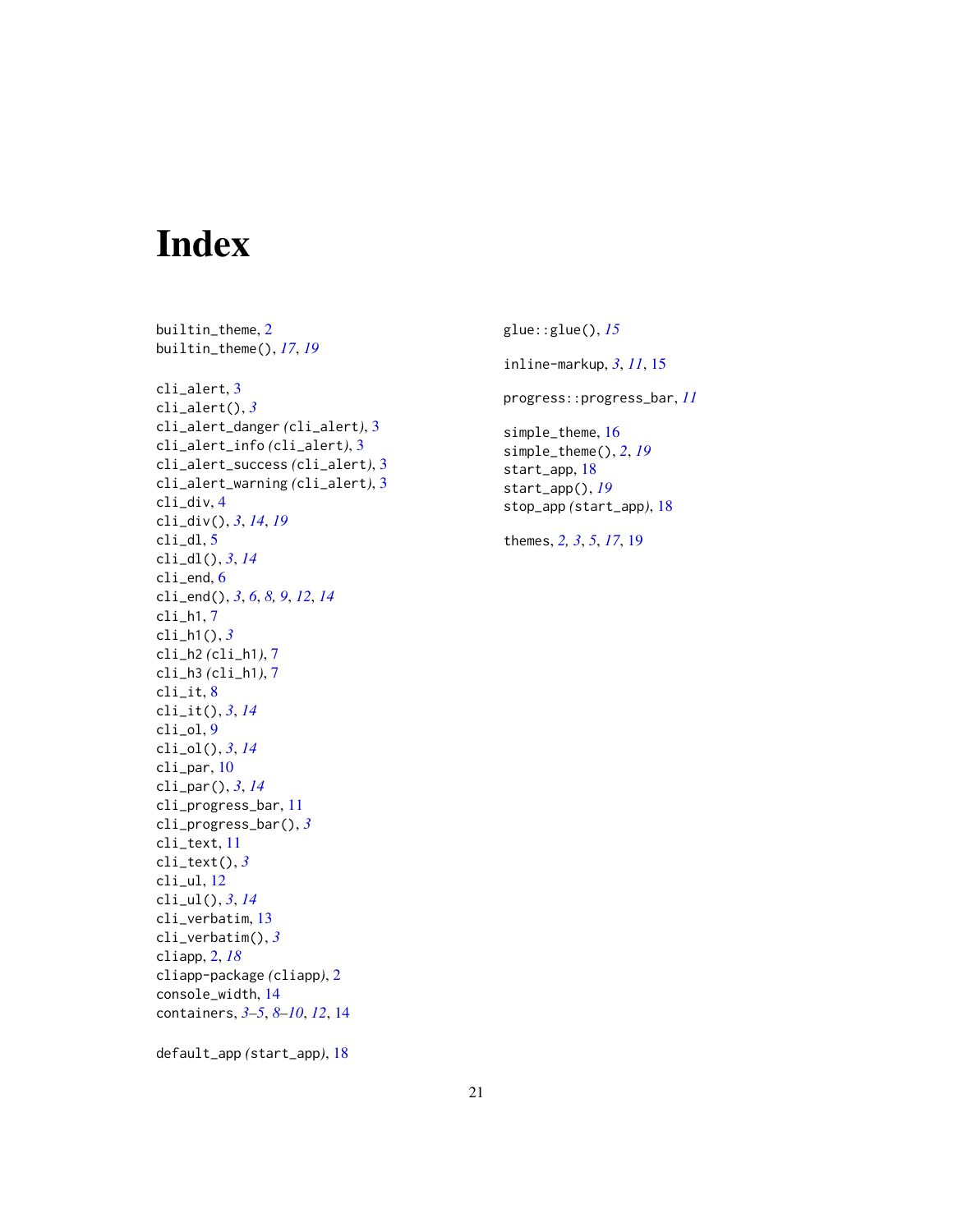# Index

builtin_theme, 2
builtin_theme(), *17*, *19*

cli_alert, 3
cli_alert(), *3*
cli_alert_danger *(*cli_alert*)*, 3
cli_alert_info *(*cli_alert*)*, 3
cli_alert_success *(*cli_alert*)*, 3
cli_alert_warning *(*cli_alert*)*, 3
cli_div, 4
cli_div(), *3*, *14*, *19*
cli_dl, 5
cli_dl(), *3*, *14*
cli_end, 6
cli_end(), *3*, *6*, *8, 9*, *12*, *14*
cli_h1, 7
cli_h1(), *3*
cli_h2 *(*cli_h1*)*, 7
cli_h3 *(*cli_h1*)*, 7
cli_it, 8
cli_it(), *3*, *14*
cli_ol, 9
cli_ol(), *3*, *14*
cli_par, 10
cli_par(), *3*, *14*
cli_progress_bar, 11
cli_progress_bar(), *3*
cli_text, 11
cli_text(), *3*
cli_ul, 12
cli_ul(), *3*, *14*
cli_verbatim, 13
cli_verbatim(), *3*
cliapp, 2, *18*
cliapp-package *(*cliapp*)*, 2
console_width, 14
containers, *3–5*, *8–10*, *12*, 14

default_app *(*start_app*)*, 18

glue::glue(), *15*

inline-markup, *3*, *11*, 15

progress::progress_bar, *11*

simple_theme, 16
simple_theme(), *2*, *19*
start_app, 18
start_app(), *19*
stop_app *(*start_app*)*, 18

themes, *2, 3*, *5*, *17*, 19